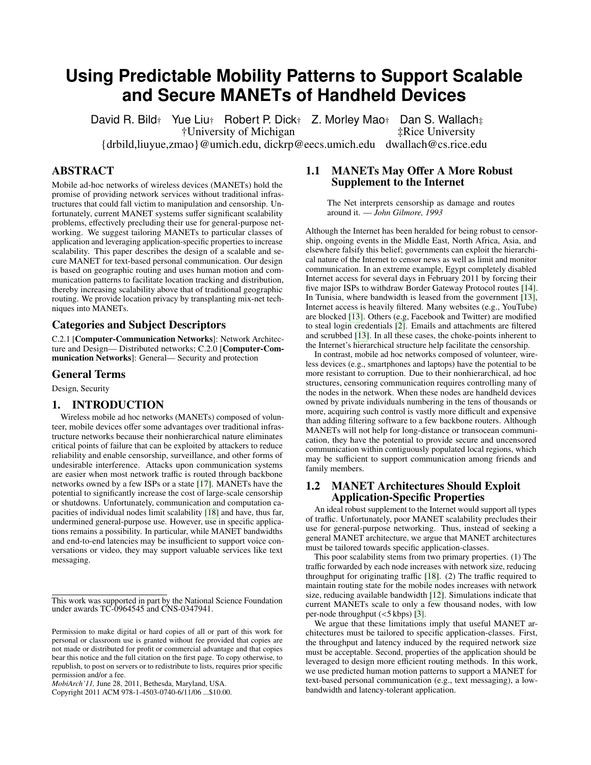# Using Predictable Mobility Patterns to Support Scalable and Secure MANETs of Handheld Devices

David R. Bild† Yue Liu† Robert P. Dick† Z. Morley Mao† Dan S. Wallach‡

†University of Michigan ‡Rice University

{drbild,liuyue,zmao}@umich.edu, dickrp@eecs.umich.edu dwallach@cs.rice.edu

## ABSTRACT

Mobile ad-hoc networks of wireless devices (MANETs) hold the promise of providing network services without traditional infrastructures that could fall victim to manipulation and censorship. Unfortunately, current MANET systems suffer significant scalability problems, effectively precluding their use for general-purpose networking. We suggest tailoring MANETs to particular classes of application and leveraging application-specific properties to increase scalability. This paper describes the design of a scalable and secure MANET for text-based personal communication. Our design is based on geographic routing and uses human motion and communication patterns to facilitate location tracking and distribution, thereby increasing scalability above that of traditional geographic routing. We provide location privacy by transplanting mix-net techniques into MANETs.

## Categories and Subject Descriptors

C.2.1 [**Computer-Communication Networks**]: Network Architecture and Design— Distributed networks; C.2.0 [**Computer-Communication Networks**]: General— Security and protection

## General Terms

Design, Security

## 1. INTRODUCTION

Wireless mobile ad hoc networks (MANETs) composed of volunteer, mobile devices offer some advantages over traditional infrastructure networks because their nonhierarchical nature eliminates critical points of failure that can be exploited by attackers to reduce reliability and enable censorship, surveillance, and other forms of undesirable interference. Attacks upon communication systems are easier when most network traffic is routed through backbone networks owned by a few ISPs or a state [17]. MANETs have the potential to significantly increase the cost of large-scale censorship or shutdowns. Unfortunately, communication and computation capacities of individual nodes limit scalability [18] and have, thus far, undermined general-purpose use. However, use in specific applications remains a possibility. In particular, while MANET bandwidths and end-to-end latencies may be insufficient to support voice conversations or video, they may support valuable services like text messaging.

This work was supported in part by the National Science Foundation under awards TC-0964545 and CNS-0347941.

Permission to make digital or hard copies of all or part of this work for personal or classroom use is granted without fee provided that copies are not made or distributed for profit or commercial advantage and that copies bear this notice and the full citation on the first page. To copy otherwise, to republish, to post on servers or to redistribute to lists, requires prior specific permission and/or a fee.
*MobiArch'11,* June 28, 2011, Bethesda, Maryland, USA.
Copyright 2011 ACM 978-1-4503-0740-6/11/06 ...$10.00.

### 1.1 MANETs May Offer A More Robust Supplement to the Internet

> The Net interprets censorship as damage and routes around it. — *John Gilmore, 1993*

Although the Internet has been heralded for being robust to censorship, ongoing events in the Middle East, North Africa, Asia, and elsewhere falsify this belief; governments can exploit the hierarchical nature of the Internet to censor news as well as limit and monitor communication. In an extreme example, Egypt completely disabled Internet access for several days in February 2011 by forcing their five major ISPs to withdraw Border Gateway Protocol routes [14]. In Tunisia, where bandwidth is leased from the government [13], Internet access is heavily filtered. Many websites (e.g., YouTube) are blocked [13]. Others (e.g, Facebook and Twitter) are modified to steal login credentials [2]. Emails and attachments are filtered and scrubbed [13]. In all these cases, the choke-points inherent to the Internet's hierarchical structure help facilitate the censorship.

In contrast, mobile ad hoc networks composed of volunteer, wireless devices (e.g., smartphones and laptops) have the potential to be more resistant to corruption. Due to their nonhierarchical, ad hoc structures, censoring communication requires controlling many of the nodes in the network. When these nodes are handheld devices owned by private individuals numbering in the tens of thousands or more, acquiring such control is vastly more difficult and expensive than adding filtering software to a few backbone routers. Although MANETs will not help for long-distance or transocean communication, they have the potential to provide secure and uncensored communication within contiguously populated local regions, which may be sufficient to support communication among friends and family members.

### 1.2 MANET Architectures Should Exploit Application-Specific Properties

An ideal robust supplement to the Internet would support all types of traffic. Unfortunately, poor MANET scalability precludes their use for general-purpose networking. Thus, instead of seeking a general MANET architecture, we argue that MANET architectures must be tailored towards specific application-classes.

This poor scalability stems from two primary properties. (1) The traffic forwarded by each node increases with network size, reducing throughput for originating traffic [18]. (2) The traffic required to maintain routing state for the mobile nodes increases with network size, reducing available bandwidth [12]. Simulations indicate that current MANETs scale to only a few thousand nodes, with low per-node throughput (<5 kbps) [3].

We argue that these limitations imply that useful MANET architectures must be tailored to specific application-classes. First, the throughput and latency induced by the required network size must be acceptable. Second, properties of the application should be leveraged to design more efficient routing methods. In this work, we use predicted human motion patterns to support a MANET for text-based personal communication (e.g., text messaging), a low-bandwidth and latency-tolerant application.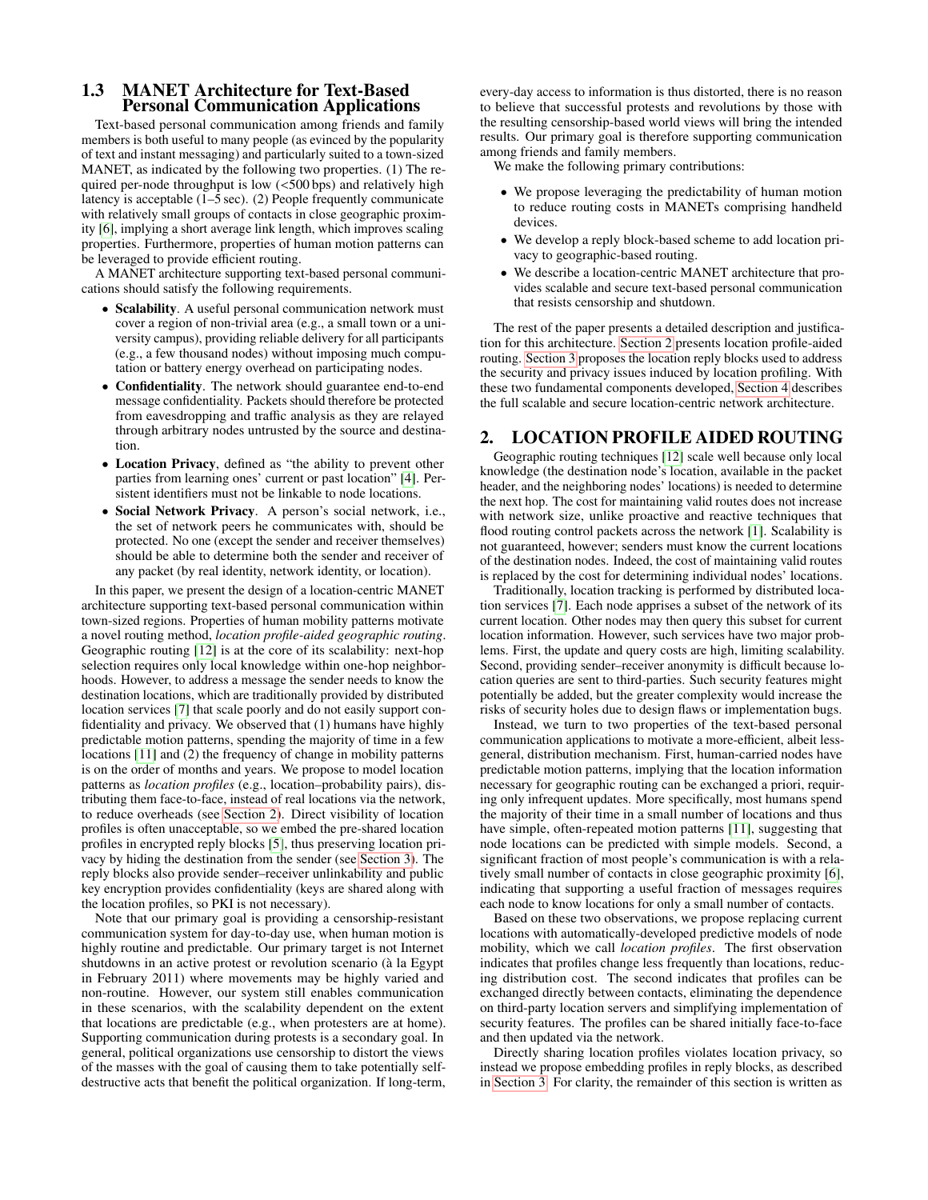### 1.3 MANET Architecture for Text-Based Personal Communication Applications

Text-based personal communication among friends and family members is both useful to many people (as evinced by the popularity of text and instant messaging) and particularly suited to a town-sized MANET, as indicated by the following two properties. (1) The required per-node throughput is low (<500 bps) and relatively high latency is acceptable (1–5 sec). (2) People frequently communicate with relatively small groups of contacts in close geographic proximity [6], implying a short average link length, which improves scaling properties. Furthermore, properties of human motion patterns can be leveraged to provide efficient routing.

A MANET architecture supporting text-based personal communications should satisfy the following requirements.

- **Scalability**. A useful personal communication network must cover a region of non-trivial area (e.g., a small town or a university campus), providing reliable delivery for all participants (e.g., a few thousand nodes) without imposing much computation or battery energy overhead on participating nodes.
- **Confidentiality**. The network should guarantee end-to-end message confidentiality. Packets should therefore be protected from eavesdropping and traffic analysis as they are relayed through arbitrary nodes untrusted by the source and destination.
- **Location Privacy**, defined as "the ability to prevent other parties from learning ones' current or past location" [4]. Persistent identifiers must not be linkable to node locations.
- **Social Network Privacy**. A person's social network, i.e., the set of network peers he communicates with, should be protected. No one (except the sender and receiver themselves) should be able to determine both the sender and receiver of any packet (by real identity, network identity, or location).

In this paper, we present the design of a location-centric MANET architecture supporting text-based personal communication within town-sized regions. Properties of human mobility patterns motivate a novel routing method, *location profile-aided geographic routing*. Geographic routing [12] is at the core of its scalability: next-hop selection requires only local knowledge within one-hop neighborhoods. However, to address a message the sender needs to know the destination locations, which are traditionally provided by distributed location services [7] that scale poorly and do not easily support confidentiality and privacy. We observed that (1) humans have highly predictable motion patterns, spending the majority of time in a few locations [11] and (2) the frequency of change in mobility patterns is on the order of months and years. We propose to model location patterns as *location profiles* (e.g., location–probability pairs), distributing them face-to-face, instead of real locations via the network, to reduce overheads (see Section 2). Direct visibility of location profiles is often unacceptable, so we embed the pre-shared location profiles in encrypted reply blocks [5], thus preserving location privacy by hiding the destination from the sender (see Section 3). The reply blocks also provide sender–receiver unlinkability and public key encryption provides confidentiality (keys are shared along with the location profiles, so PKI is not necessary).

Note that our primary goal is providing a censorship-resistant communication system for day-to-day use, when human motion is highly routine and predictable. Our primary target is not Internet shutdowns in an active protest or revolution scenario (à la Egypt in February 2011) where movements may be highly varied and non-routine. However, our system still enables communication in these scenarios, with the scalability dependent on the extent that locations are predictable (e.g., when protesters are at home). Supporting communication during protests is a secondary goal. In general, political organizations use censorship to distort the views of the masses with the goal of causing them to take potentially self-destructive acts that benefit the political organization. If long-term, every-day access to information is thus distorted, there is no reason to believe that successful protests and revolutions by those with the resulting censorship-based world views will bring the intended results. Our primary goal is therefore supporting communication among friends and family members.

We make the following primary contributions:

- We propose leveraging the predictability of human motion to reduce routing costs in MANETs comprising handheld devices.
- We develop a reply block-based scheme to add location privacy to geographic-based routing.
- We describe a location-centric MANET architecture that provides scalable and secure text-based personal communication that resists censorship and shutdown.

The rest of the paper presents a detailed description and justification for this architecture. Section 2 presents location profile-aided routing. Section 3 proposes the location reply blocks used to address the security and privacy issues induced by location profiling. With these two fundamental components developed, Section 4 describes the full scalable and secure location-centric network architecture.

## 2. LOCATION PROFILE AIDED ROUTING

Geographic routing techniques [12] scale well because only local knowledge (the destination node's location, available in the packet header, and the neighboring nodes' locations) is needed to determine the next hop. The cost for maintaining valid routes does not increase with network size, unlike proactive and reactive techniques that flood routing control packets across the network [1]. Scalability is not guaranteed, however; senders must know the current locations of the destination nodes. Indeed, the cost of maintaining valid routes is replaced by the cost for determining individual nodes' locations.

Traditionally, location tracking is performed by distributed location services [7]. Each node apprises a subset of the network of its current location. Other nodes may then query this subset for current location information. However, such services have two major problems. First, the update and query costs are high, limiting scalability. Second, providing sender–receiver anonymity is difficult because location queries are sent to third-parties. Such security features might potentially be added, but the greater complexity would increase the risks of security holes due to design flaws or implementation bugs.

Instead, we turn to two properties of the text-based personal communication applications to motivate a more-efficient, albeit less-general, distribution mechanism. First, human-carried nodes have predictable motion patterns, implying that the location information necessary for geographic routing can be exchanged a priori, requiring only infrequent updates. More specifically, most humans spend the majority of their time in a small number of locations and thus have simple, often-repeated motion patterns [11], suggesting that node locations can be predicted with simple models. Second, a significant fraction of most people's communication is with a relatively small number of contacts in close geographic proximity [6], indicating that supporting a useful fraction of messages requires each node to know locations for only a small number of contacts.

Based on these two observations, we propose replacing current locations with automatically-developed predictive models of node mobility, which we call *location profiles*. The first observation indicates that profiles change less frequently than locations, reducing distribution cost. The second indicates that profiles can be exchanged directly between contacts, eliminating the dependence on third-party location servers and simplifying implementation of security features. The profiles can be shared initially face-to-face and then updated via the network.

Directly sharing location profiles violates location privacy, so instead we propose embedding profiles in reply blocks, as described in Section 3. For clarity, the remainder of this section is written as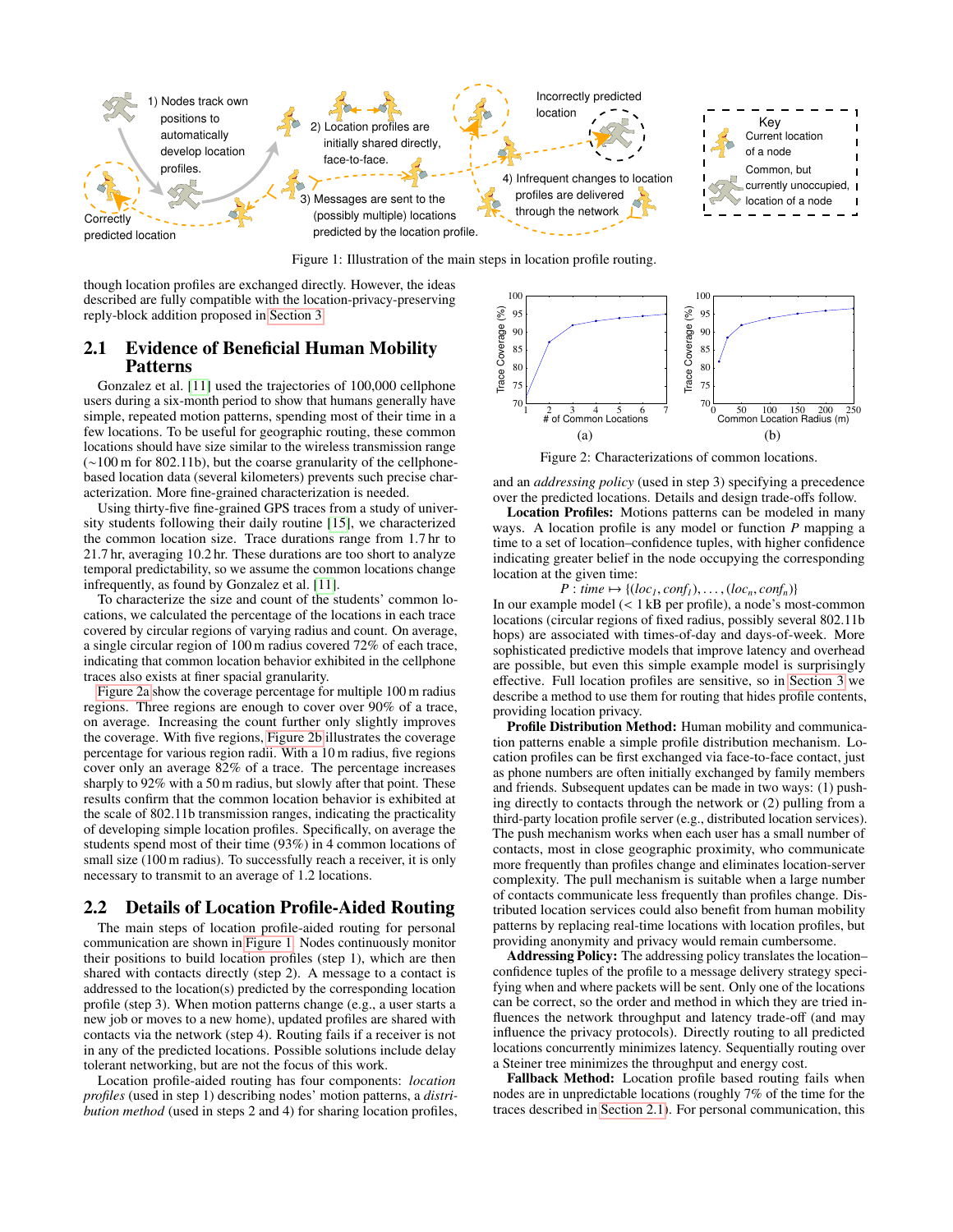Figure 1: Illustration of the main steps in location profile routing.

though location profiles are exchanged directly. However, the ideas described are fully compatible with the location-privacy-preserving reply-block addition proposed in Section 3.

## 2.1 Evidence of Beneficial Human Mobility Patterns

Gonzalez et al. [11] used the trajectories of 100,000 cellphone users during a six-month period to show that humans generally have simple, repeated motion patterns, spending most of their time in a few locations. To be useful for geographic routing, these common locations should have size similar to the wireless transmission range (~100 m for 802.11b), but the coarse granularity of the cellphone-based location data (several kilometers) prevents such precise characterization. More fine-grained characterization is needed.

Using thirty-five fine-grained GPS traces from a study of university students following their daily routine [15], we characterized the common location size. Trace durations range from 1.7 hr to 21.7 hr, averaging 10.2 hr. These durations are too short to analyze temporal predictability, so we assume the common locations change infrequently, as found by Gonzalez et al. [11].

To characterize the size and count of the students' common locations, we calculated the percentage of the locations in each trace covered by circular regions of varying radius and count. On average, a single circular region of 100 m radius covered 72% of each trace, indicating that common location behavior exhibited in the cellphone traces also exists at finer spacial granularity.

Figure 2a show the coverage percentage for multiple 100 m radius regions. Three regions are enough to cover over 90% of a trace, on average. Increasing the count further only slightly improves the coverage. With five regions, Figure 2b illustrates the coverage percentage for various region radii. With a 10 m radius, five regions cover only an average 82% of a trace. The percentage increases sharply to 92% with a 50 m radius, but slowly after that point. These results confirm that the common location behavior is exhibited at the scale of 802.11b transmission ranges, indicating the practicality of developing simple location profiles. Specifically, on average the students spend most of their time (93%) in 4 common locations of small size (100 m radius). To successfully reach a receiver, it is only necessary to transmit to an average of 1.2 locations.

Figure 2: Characterizations of common locations.

## 2.2 Details of Location Profile-Aided Routing

The main steps of location profile-aided routing for personal communication are shown in Figure 1. Nodes continuously monitor their positions to build location profiles (step 1), which are then shared with contacts directly (step 2). A message to a contact is addressed to the location(s) predicted by the corresponding location profile (step 3). When motion patterns change (e.g., a user starts a new job or moves to a new home), updated profiles are shared with contacts via the network (step 4). Routing fails if a receiver is not in any of the predicted locations. Possible solutions include delay tolerant networking, but are not the focus of this work.

Location profile-aided routing has four components: *location profiles* (used in step 1) describing nodes' motion patterns, a *distribution method* (used in steps 2 and 4) for sharing location profiles, and an *addressing policy* (used in step 3) specifying a precedence over the predicted locations. Details and design trade-offs follow.

**Location Profiles:** Motions patterns can be modeled in many ways. A location profile is any model or function $P$ mapping a time to a set of location–confidence tuples, with higher confidence indicating greater belief in the node occupying the corresponding location at the given time:

$$P : time \mapsto \{(loc_1, conf_1), \ldots, (loc_n, conf_n)\}$$

In our example model (< 1 kB per profile), a node's most-common locations (circular regions of fixed radius, possibly several 802.11b hops) are associated with times-of-day and days-of-week. More sophisticated predictive models that improve latency and overhead are possible, but even this simple example model is surprisingly effective. Full location profiles are sensitive, so in Section 3 we describe a method to use them for routing that hides profile contents, providing location privacy.

**Profile Distribution Method:** Human mobility and communication patterns enable a simple profile distribution mechanism. Location profiles can be first exchanged via face-to-face contact, just as phone numbers are often initially exchanged by family members and friends. Subsequent updates can be made in two ways: (1) pushing directly to contacts through the network or (2) pulling from a third-party location profile server (e.g., distributed location services). The push mechanism works when each user has a small number of contacts, most in close geographic proximity, who communicate more frequently than profiles change and eliminates location-server complexity. The pull mechanism is suitable when a large number of contacts communicate less frequently than profiles change. Distributed location services could also benefit from human mobility patterns by replacing real-time locations with location profiles, but providing anonymity and privacy would remain cumbersome.

**Addressing Policy:** The addressing policy translates the location–confidence tuples of the profile to a message delivery strategy specifying when and where packets will be sent. Only one of the locations can be correct, so the order and method in which they are tried influences the network throughput and latency trade-off (and may influence the privacy protocols). Directly routing to all predicted locations concurrently minimizes latency. Sequentially routing over a Steiner tree minimizes the throughput and energy cost.

**Fallback Method:** Location profile based routing fails when nodes are in unpredictable locations (roughly 7% of the time for the traces described in Section 2.1). For personal communication, this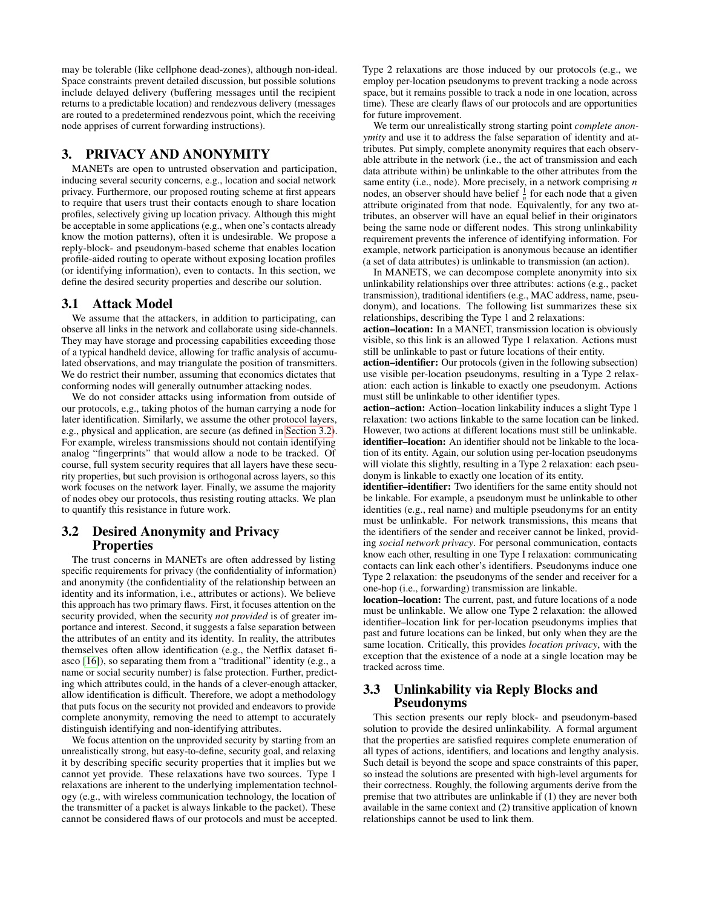may be tolerable (like cellphone dead-zones), although non-ideal. Space constraints prevent detailed discussion, but possible solutions include delayed delivery (buffering messages until the recipient returns to a predictable location) and rendezvous delivery (messages are routed to a predetermined rendezvous point, which the receiving node apprises of current forwarding instructions).

# 3. PRIVACY AND ANONYMITY

MANETs are open to untrusted observation and participation, inducing several security concerns, e.g., location and social network privacy. Furthermore, our proposed routing scheme at first appears to require that users trust their contacts enough to share location profiles, selectively giving up location privacy. Although this might be acceptable in some applications (e.g., when one's contacts already know the motion patterns), often it is undesirable. We propose a reply-block- and pseudonym-based scheme that enables location profile-aided routing to operate without exposing location profiles (or identifying information), even to contacts. In this section, we define the desired security properties and describe our solution.

## 3.1 Attack Model

We assume that the attackers, in addition to participating, can observe all links in the network and collaborate using side-channels. They may have storage and processing capabilities exceeding those of a typical handheld device, allowing for traffic analysis of accumulated observations, and may triangulate the position of transmitters. We do restrict their number, assuming that economics dictates that conforming nodes will generally outnumber attacking nodes.

We do not consider attacks using information from outside of our protocols, e.g., taking photos of the human carrying a node for later identification. Similarly, we assume the other protocol layers, e.g., physical and application, are secure (as defined in Section 3.2). For example, wireless transmissions should not contain identifying analog "fingerprints" that would allow a node to be tracked. Of course, full system security requires that all layers have these security properties, but such provision is orthogonal across layers, so this work focuses on the network layer. Finally, we assume the majority of nodes obey our protocols, thus resisting routing attacks. We plan to quantify this resistance in future work.

## 3.2 Desired Anonymity and Privacy Properties

The trust concerns in MANETs are often addressed by listing specific requirements for privacy (the confidentiality of information) and anonymity (the confidentiality of the relationship between an identity and its information, i.e., attributes or actions). We believe this approach has two primary flaws. First, it focuses attention on the security provided, when the security *not provided* is of greater importance and interest. Second, it suggests a false separation between the attributes of an entity and its identity. In reality, the attributes themselves often allow identification (e.g., the Netflix dataset fiasco [16]), so separating them from a "traditional" identity (e.g., a name or social security number) is false protection. Further, predicting which attributes could, in the hands of a clever-enough attacker, allow identification is difficult. Therefore, we adopt a methodology that puts focus on the security not provided and endeavors to provide complete anonymity, removing the need to attempt to accurately distinguish identifying and non-identifying attributes.

We focus attention on the unprovided security by starting from an unrealistically strong, but easy-to-define, security goal, and relaxing it by describing specific security properties that it implies but we cannot yet provide. These relaxations have two sources. Type 1 relaxations are inherent to the underlying implementation technology (e.g., with wireless communication technology, the location of the transmitter of a packet is always linkable to the packet). These cannot be considered flaws of our protocols and must be accepted. Type 2 relaxations are those induced by our protocols (e.g., we employ per-location pseudonyms to prevent tracking a node across space, but it remains possible to track a node in one location, across time). These are clearly flaws of our protocols and are opportunities for future improvement.

We term our unrealistically strong starting point *complete anonymity* and use it to address the false separation of identity and attributes. Put simply, complete anonymity requires that each observable attribute in the network (i.e., the act of transmission and each data attribute within) be unlinkable to the other attributes from the same entity (i.e., node). More precisely, in a network comprising $n$ nodes, an observer should have belief $\frac{1}{n}$ for each node that a given attribute originated from that node. Equivalently, for any two attributes, an observer will have an equal belief in their originators being the same node or different nodes. This strong unlinkability requirement prevents the inference of identifying information. For example, network participation is anonymous because an identifier (a set of data attributes) is unlinkable to transmission (an action).

In MANETS, we can decompose complete anonymity into six unlinkability relationships over three attributes: actions (e.g., packet transmission), traditional identifiers (e.g., MAC address, name, pseudonym), and locations. The following list summarizes these six relationships, describing the Type 1 and 2 relaxations:

**action–location:** In a MANET, transmission location is obviously visible, so this link is an allowed Type 1 relaxation. Actions must still be unlinkable to past or future locations of their entity.

**action–identifier:** Our protocols (given in the following subsection) use visible per-location pseudonyms, resulting in a Type 2 relaxation: each action is linkable to exactly one pseudonym. Actions must still be unlinkable to other identifier types.

**action–action:** Action–location linkability induces a slight Type 1 relaxation: two actions linkable to the same location can be linked. However, two actions at different locations must still be unlinkable.

**identifier–location:** An identifier should not be linkable to the location of its entity. Again, our solution using per-location pseudonyms will violate this slightly, resulting in a Type 2 relaxation: each pseudonym is linkable to exactly one location of its entity.

**identifier–identifier:** Two identifiers for the same entity should not be linkable. For example, a pseudonym must be unlinkable to other identities (e.g., real name) and multiple pseudonyms for an entity must be unlinkable. For network transmissions, this means that the identifiers of the sender and receiver cannot be linked, providing *social network privacy*. For personal communication, contacts know each other, resulting in one Type I relaxation: communicating contacts can link each other's identifiers. Pseudonyms induce one Type 2 relaxation: the pseudonyms of the sender and receiver for a one-hop (i.e., forwarding) transmission are linkable.

**location–location:** The current, past, and future locations of a node must be unlinkable. We allow one Type 2 relaxation: the allowed identifier–location link for per-location pseudonyms implies that past and future locations can be linked, but only when they are the same location. Critically, this provides *location privacy*, with the exception that the existence of a node at a single location may be tracked across time.

## 3.3 Unlinkability via Reply Blocks and Pseudonyms

This section presents our reply block- and pseudonym-based solution to provide the desired unlinkability. A formal argument that the properties are satisfied requires complete enumeration of all types of actions, identifiers, and locations and lengthy analysis. Such detail is beyond the scope and space constraints of this paper, so instead the solutions are presented with high-level arguments for their correctness. Roughly, the following arguments derive from the premise that two attributes are unlinkable if (1) they are never both available in the same context and (2) transitive application of known relationships cannot be used to link them.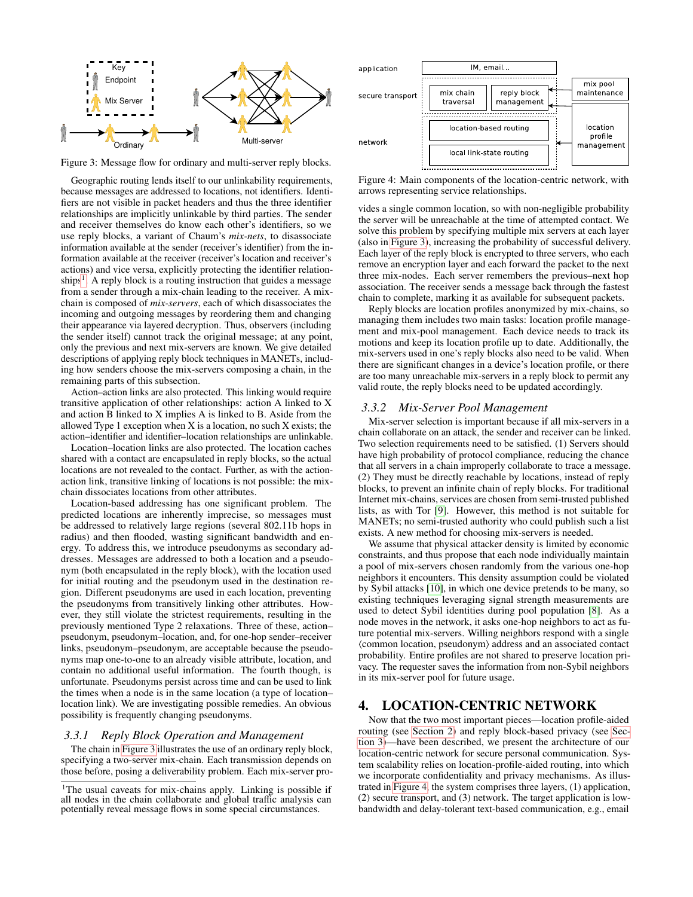Figure 3: Message flow for ordinary and multi-server reply blocks.

Geographic routing lends itself to our unlinkability requirements, because messages are addressed to locations, not identifiers. Identifiers are not visible in packet headers and thus the three identifier relationships are implicitly unlinkable by third parties. The sender and receiver themselves do know each other's identifiers, so we use reply blocks, a variant of Chaum's *mix-nets*, to disassociate information available at the sender (receiver's identifier) from the information available at the receiver (receiver's location and receiver's actions) and vice versa, explicitly protecting the identifier relationships[1]. A reply block is a routing instruction that guides a message from a sender through a mix-chain leading to the receiver. A mix-chain is composed of *mix-servers*, each of which disassociates the incoming and outgoing messages by reordering them and changing their appearance via layered decryption. Thus, observers (including the sender itself) cannot track the original message; at any point, only the previous and next mix-servers are known. We give detailed descriptions of applying reply block techniques in MANETs, including how senders choose the mix-servers composing a chain, in the remaining parts of this subsection.

Action–action links are also protected. This linking would require transitive application of other relationships: action A linked to X and action B linked to X implies A is linked to B. Aside from the allowed Type 1 exception when X is a location, no such X exists; the action–identifier and identifier–location relationships are unlinkable.

Location–location links are also protected. The location caches shared with a contact are encapsulated in reply blocks, so the actual locations are not revealed to the contact. Further, as with the action-action link, transitive linking of locations is not possible: the mix-chain dissociates locations from other attributes.

Location-based addressing has one significant problem. The predicted locations are inherently imprecise, so messages must be addressed to relatively large regions (several 802.11b hops in radius) and then flooded, wasting significant bandwidth and energy. To address this, we introduce pseudonyms as secondary addresses. Messages are addressed to both a location and a pseudonym (both encapsulated in the reply block), with the location used for initial routing and the pseudonym used in the destination region. Different pseudonyms are used in each location, preventing the pseudonyms from transitively linking other attributes. However, they still violate the strictest requirements, resulting in the previously mentioned Type 2 relaxations. Three of these, action–pseudonym, pseudonym–location, and, for one-hop sender–receiver links, pseudonym–pseudonym, are acceptable because the pseudonyms map one-to-one to an already visible attribute, location, and contain no additional useful information. The fourth though, is unfortunate. Pseudonyms persist across time and can be used to link the times when a node is in the same location (a type of location–location link). We are investigating possible remedies. An obvious possibility is frequently changing pseudonyms.

### 3.3.1 *Reply Block Operation and Management*

The chain in Figure 3 illustrates the use of an ordinary reply block, specifying a two-server mix-chain. Each transmission depends on those before, posing a deliverability problem. Each mix-server provides a single common location, so with non-negligible probability the server will be unreachable at the time of attempted contact. We solve this problem by specifying multiple mix servers at each layer (also in Figure 3), increasing the probability of successful delivery. Each layer of the reply block is encrypted to three servers, who each remove an encryption layer and each forward the packet to the next three mix-nodes. Each server remembers the previous–next hop association. The receiver sends a message back through the fastest chain to complete, marking it as available for subsequent packets.

Reply blocks are location profiles anonymized by mix-chains, so managing them includes two main tasks: location profile management and mix-pool management. Each device needs to track its motions and keep its location profile up to date. Additionally, the mix-servers used in one's reply blocks also need to be valid. When there are significant changes in a device's location profile, or there are too many unreachable mix-servers in a reply block to permit any valid route, the reply blocks need to be updated accordingly.

[1]The usual caveats for mix-chains apply. Linking is possible if all nodes in the chain collaborate and global traffic analysis can potentially reveal message flows in some special circumstances.

Figure 4: Main components of the location-centric network, with arrows representing service relationships.

### 3.3.2 *Mix-Server Pool Management*

Mix-server selection is important because if all mix-servers in a chain collaborate on an attack, the sender and receiver can be linked. Two selection requirements need to be satisfied. (1) Servers should have high probability of protocol compliance, reducing the chance that all servers in a chain improperly collaborate to trace a message. (2) They must be directly reachable by locations, instead of reply blocks, to prevent an infinite chain of reply blocks. For traditional Internet mix-chains, services are chosen from semi-trusted published lists, as with Tor [9]. However, this method is not suitable for MANETs; no semi-trusted authority who could publish such a list exists. A new method for choosing mix-servers is needed.

We assume that physical attacker density is limited by economic constraints, and thus propose that each node individually maintain a pool of mix-servers chosen randomly from the various one-hop neighbors it encounters. This density assumption could be violated by Sybil attacks [10], in which one device pretends to be many, so existing techniques leveraging signal strength measurements are used to detect Sybil identities during pool population [8]. As a node moves in the network, it asks one-hop neighbors to act as future potential mix-servers. Willing neighbors respond with a single ⟨common location, pseudonym⟩ address and an associated contact probability. Entire profiles are not shared to preserve location privacy. The requester saves the information from non-Sybil neighbors in its mix-server pool for future usage.

## 4. LOCATION-CENTRIC NETWORK

Now that the two most important pieces—location profile-aided routing (see Section 2) and reply block-based privacy (see Section 3)—have been described, we present the architecture of our location-centric network for secure personal communication. System scalability relies on location-profile-aided routing, into which we incorporate confidentiality and privacy mechanisms. As illustrated in Figure 4, the system comprises three layers, (1) application, (2) secure transport, and (3) network. The target application is low-bandwidth and delay-tolerant text-based communication, e.g., email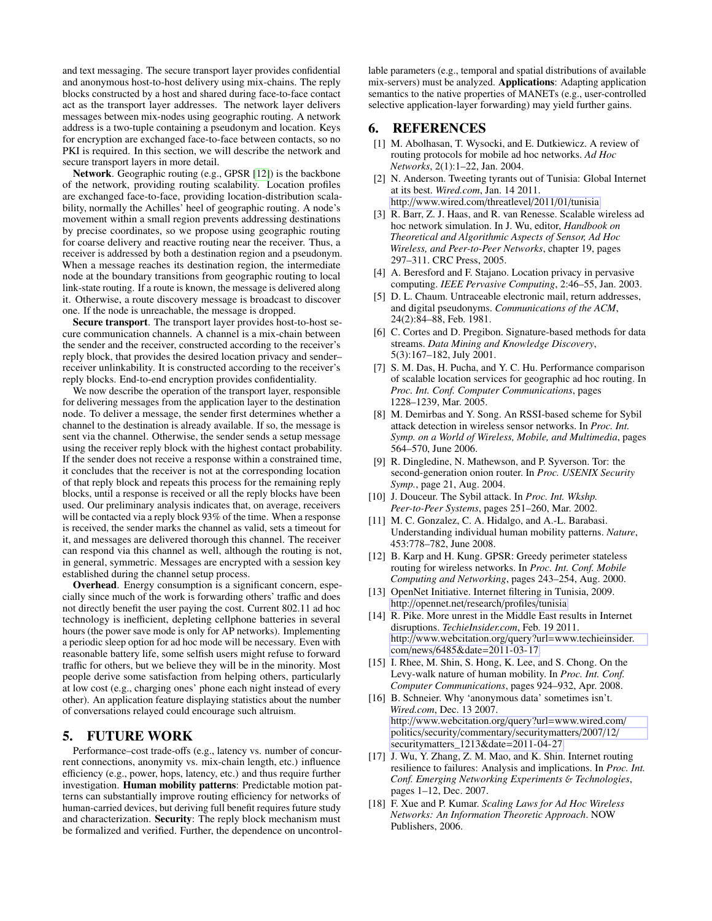and text messaging. The secure transport layer provides confidential and anonymous host-to-host delivery using mix-chains. The reply blocks constructed by a host and shared during face-to-face contact act as the transport layer addresses. The network layer delivers messages between mix-nodes using geographic routing. A network address is a two-tuple containing a pseudonym and location. Keys for encryption are exchanged face-to-face between contacts, so no PKI is required. In this section, we will describe the network and secure transport layers in more detail.

**Network**. Geographic routing (e.g., GPSR [12]) is the backbone of the network, providing routing scalability. Location profiles are exchanged face-to-face, providing location-distribution scalability, normally the Achilles' heel of geographic routing. A node's movement within a small region prevents addressing destinations by precise coordinates, so we propose using geographic routing for coarse delivery and reactive routing near the receiver. Thus, a receiver is addressed by both a destination region and a pseudonym. When a message reaches its destination region, the intermediate node at the boundary transitions from geographic routing to local link-state routing. If a route is known, the message is delivered along it. Otherwise, a route discovery message is broadcast to discover one. If the node is unreachable, the message is dropped.

**Secure transport**. The transport layer provides host-to-host secure communication channels. A channel is a mix-chain between the sender and the receiver, constructed according to the receiver's reply block, that provides the desired location privacy and sender–receiver unlinkability. It is constructed according to the receiver's reply blocks. End-to-end encryption provides confidentiality.

We now describe the operation of the transport layer, responsible for delivering messages from the application layer to the destination node. To deliver a message, the sender first determines whether a channel to the destination is already available. If so, the message is sent via the channel. Otherwise, the sender sends a setup message using the receiver reply block with the highest contact probability. If the sender does not receive a response within a constrained time, it concludes that the receiver is not at the corresponding location of that reply block and repeats this process for the remaining reply blocks, until a response is received or all the reply blocks have been used. Our preliminary analysis indicates that, on average, receivers will be contacted via a reply block 93% of the time. When a response is received, the sender marks the channel as valid, sets a timeout for it, and messages are delivered thorough this channel. The receiver can respond via this channel as well, although the routing is not, in general, symmetric. Messages are encrypted with a session key established during the channel setup process.

**Overhead**. Energy consumption is a significant concern, especially since much of the work is forwarding others' traffic and does not directly benefit the user paying the cost. Current 802.11 ad hoc technology is inefficient, depleting cellphone batteries in several hours (the power save mode is only for AP networks). Implementing a periodic sleep option for ad hoc mode will be necessary. Even with reasonable battery life, some selfish users might refuse to forward traffic for others, but we believe they will be in the minority. Most people derive some satisfaction from helping others, particularly at low cost (e.g., charging ones' phone each night instead of every other). An application feature displaying statistics about the number of conversations relayed could encourage such altruism.

# 5. FUTURE WORK

Performance–cost trade-offs (e.g., latency vs. number of concurrent connections, anonymity vs. mix-chain length, etc.) influence efficiency (e.g., power, hops, latency, etc.) and thus require further investigation. **Human mobility patterns**: Predictable motion patterns can substantially improve routing efficiency for networks of human-carried devices, but deriving full benefit requires future study and characterization. **Security**: The reply block mechanism must be formalized and verified. Further, the dependence on uncontrollable parameters (e.g., temporal and spatial distributions of available mix-servers) must be analyzed. **Applications**: Adapting application semantics to the native properties of MANETs (e.g., user-controlled selective application-layer forwarding) may yield further gains.

# 6. REFERENCES

[1] M. Abolhasan, T. Wysocki, and E. Dutkiewicz. A review of routing protocols for mobile ad hoc networks. *Ad Hoc Networks*, 2(1):1–22, Jan. 2004.

[2] N. Anderson. Tweeting tyrants out of Tunisia: Global Internet at its best. *Wired.com*, Jan. 14 2011. http://www.wired.com/threatlevel/2011/01/tunisia

[3] R. Barr, Z. J. Haas, and R. van Renesse. Scalable wireless ad hoc network simulation. In J. Wu, editor, *Handbook on Theoretical and Algorithmic Aspects of Sensor, Ad Hoc Wireless, and Peer-to-Peer Networks*, chapter 19, pages 297–311. CRC Press, 2005.

[4] A. Beresford and F. Stajano. Location privacy in pervasive computing. *IEEE Pervasive Computing*, 2:46–55, Jan. 2003.

[5] D. L. Chaum. Untraceable electronic mail, return addresses, and digital pseudonyms. *Communications of the ACM*, 24(2):84–88, Feb. 1981.

[6] C. Cortes and D. Pregibon. Signature-based methods for data streams. *Data Mining and Knowledge Discovery*, 5(3):167–182, July 2001.

[7] S. M. Das, H. Pucha, and Y. C. Hu. Performance comparison of scalable location services for geographic ad hoc routing. In *Proc. Int. Conf. Computer Communications*, pages 1228–1239, Mar. 2005.

[8] M. Demirbas and Y. Song. An RSSI-based scheme for Sybil attack detection in wireless sensor networks. In *Proc. Int. Symp. on a World of Wireless, Mobile, and Multimedia*, pages 564–570, June 2006.

[9] R. Dingledine, N. Mathewson, and P. Syverson. Tor: the second-generation onion router. In *Proc. USENIX Security Symp.*, page 21, Aug. 2004.

[10] J. Douceur. The Sybil attack. In *Proc. Int. Wkshp. Peer-to-Peer Systems*, pages 251–260, Mar. 2002.

[11] M. C. Gonzalez, C. A. Hidalgo, and A.-L. Barabasi. Understanding individual human mobility patterns. *Nature*, 453:778–782, June 2008.

[12] B. Karp and H. Kung. GPSR: Greedy perimeter stateless routing for wireless networks. In *Proc. Int. Conf. Mobile Computing and Networking*, pages 243–254, Aug. 2000.

[13] OpenNet Initiative. Internet filtering in Tunisia, 2009. http://opennet.net/research/profiles/tunisia

[14] R. Pike. More unrest in the Middle East results in Internet disruptions. *TechieInsider.com*, Feb. 19 2011. http://www.webcitation.org/query?url=www.techieinsider.com/news/6485&date=2011-03-17

[15] I. Rhee, M. Shin, S. Hong, K. Lee, and S. Chong. On the Levy-walk nature of human mobility. In *Proc. Int. Conf. Computer Communications*, pages 924–932, Apr. 2008.

[16] B. Schneier. Why 'anonymous data' sometimes isn't. *Wired.com*, Dec. 13 2007. http://www.webcitation.org/query?url=www.wired.com/politics/security/commentary/securitymatters/2007/12/securitymatters_1213&date=2011-04-27

[17] J. Wu, Y. Zhang, Z. M. Mao, and K. Shin. Internet routing resilience to failures: Analysis and implications. In *Proc. Int. Conf. Emerging Networking Experiments & Technologies*, pages 1–12, Dec. 2007.

[18] F. Xue and P. Kumar. *Scaling Laws for Ad Hoc Wireless Networks: An Information Theoretic Approach*. NOW Publishers, 2006.